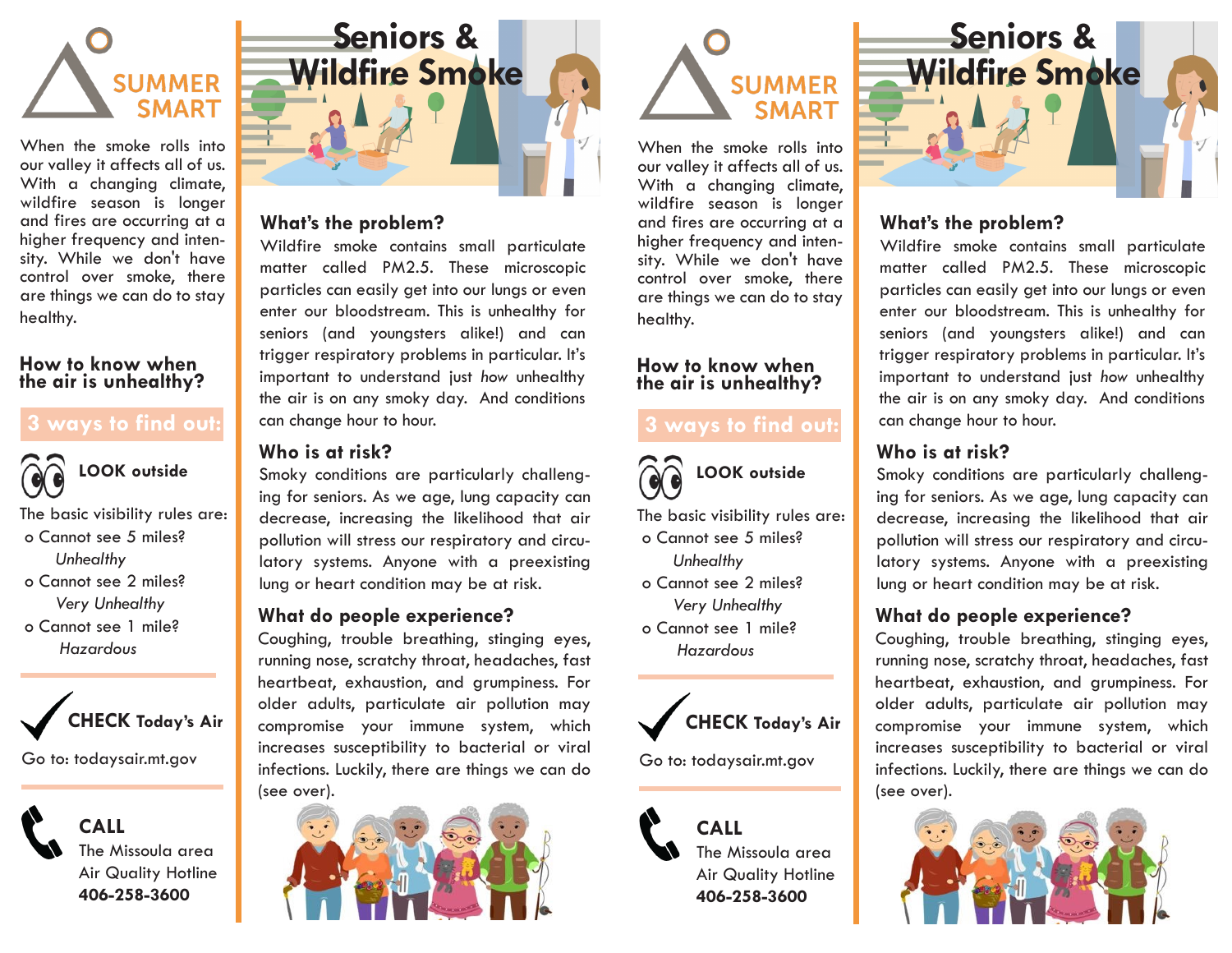# SUMMER SMART

When the smoke rolls into our valley it affects all of us. With a changing climate, wildfire season is longer and fires are occurring at a higher frequency and intensity. While we don't have control over smoke, there are things we can do to stay healthy.

## How to know when the air is unhealthy?

### 3 ways to find out:

**LOOK outside**

The basic visibility rules are:

- Cannot see 5 miles? *Unhealthy*
- Cannot see 2 miles? *Very Unhealthy*
- Cannot see 1 mile? *Hazardous*

**CHECK Today's Air**

Go to: todaysair.mt.gov

**CALL**

The Missoula area Air Quality Hotline
**406-258-3600**

# Seniors & Wildfire Smoke

## What's the problem?

Wildfire smoke contains small particulate matter called PM2.5. These microscopic particles can easily get into our lungs or even enter our bloodstream. This is unhealthy for seniors (and youngsters alike!) and can trigger respiratory problems in particular. It's important to understand just *how* unhealthy the air is on any smoky day. And conditions can change hour to hour.

## Who is at risk?

Smoky conditions are particularly challenging for seniors. As we age, lung capacity can decrease, increasing the likelihood that air pollution will stress our respiratory and circulatory systems. Anyone with a preexisting lung or heart condition may be at risk.

## What do people experience?

Coughing, trouble breathing, stinging eyes, running nose, scratchy throat, headaches, fast heartbeat, exhaustion, and grumpiness. For older adults, particulate air pollution may compromise your immune system, which increases susceptibility to bacterial or viral infections. Luckily, there are things we can do (see over).

# SUMMER SMART

When the smoke rolls into our valley it affects all of us. With a changing climate, wildfire season is longer and fires are occurring at a higher frequency and intensity. While we don't have control over smoke, there are things we can do to stay healthy.

## How to know when the air is unhealthy?

### 3 ways to find out:

**LOOK outside**

The basic visibility rules are:

- Cannot see 5 miles? *Unhealthy*
- Cannot see 2 miles? *Very Unhealthy*
- Cannot see 1 mile? *Hazardous*

**CHECK Today's Air**

Go to: todaysair.mt.gov

**CALL**

The Missoula area Air Quality Hotline
**406-258-3600**

# Seniors & Wildfire Smoke

## What's the problem?

Wildfire smoke contains small particulate matter called PM2.5. These microscopic particles can easily get into our lungs or even enter our bloodstream. This is unhealthy for seniors (and youngsters alike!) and can trigger respiratory problems in particular. It's important to understand just *how* unhealthy the air is on any smoky day. And conditions can change hour to hour.

## Who is at risk?

Smoky conditions are particularly challenging for seniors. As we age, lung capacity can decrease, increasing the likelihood that air pollution will stress our respiratory and circulatory systems. Anyone with a preexisting lung or heart condition may be at risk.

## What do people experience?

Coughing, trouble breathing, stinging eyes, running nose, scratchy throat, headaches, fast heartbeat, exhaustion, and grumpiness. For older adults, particulate air pollution may compromise your immune system, which increases susceptibility to bacterial or viral infections. Luckily, there are things we can do (see over).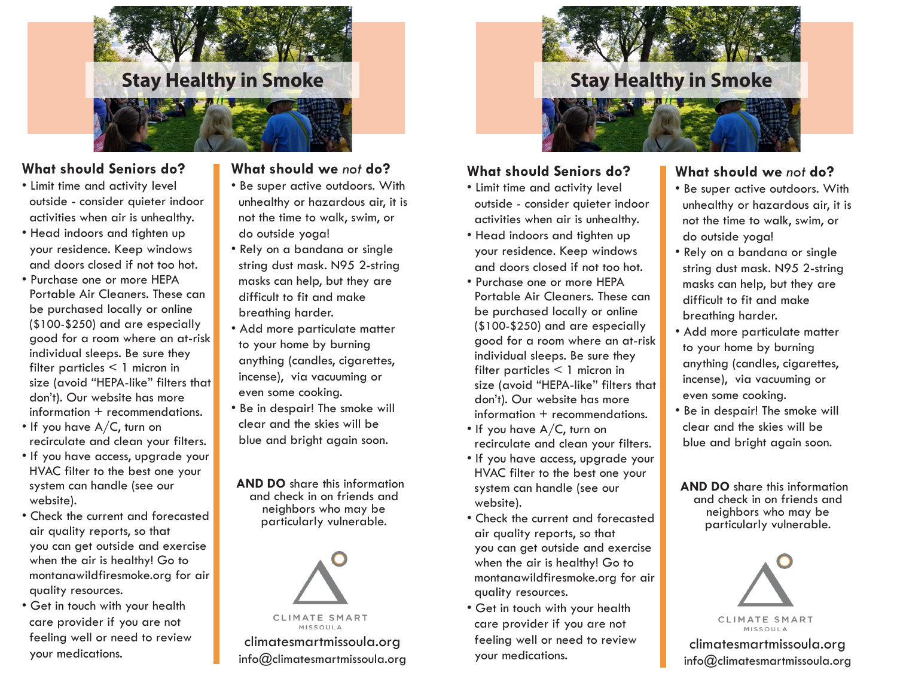# Stay Healthy in Smoke

## What should Seniors do?

- Limit time and activity level outside - consider quieter indoor activities when air is unhealthy.
- Head indoors and tighten up your residence. Keep windows and doors closed if not too hot.
- Purchase one or more HEPA Portable Air Cleaners. These can be purchased locally or online ($100-$250) and are especially good for a room where an at-risk individual sleeps. Be sure they filter particles < 1 micron in size (avoid "HEPA-like" filters that don't). Our website has more information + recommendations.
- If you have A/C, turn on recirculate and clean your filters.
- If you have access, upgrade your HVAC filter to the best one your system can handle (see our website).
- Check the current and forecasted air quality reports, so that you can get outside and exercise when the air is healthy! Go to montanawildfiresmoke.org for air quality resources.
- Get in touch with your health care provider if you are not feeling well or need to review your medications.

## What should we *not* do?

- Be super active outdoors. With unhealthy or hazardous air, it is not the time to walk, swim, or do outside yoga!
- Rely on a bandana or single string dust mask. N95 2-string masks can help, but they are difficult to fit and make breathing harder.
- Add more particulate matter to your home by burning anything (candles, cigarettes, incense), via vacuuming or even some cooking.
- Be in despair! The smoke will clear and the skies will be blue and bright again soon.

**AND DO** share this information and check in on friends and neighbors who may be particularly vulnerable.

CLIMATE SMART MISSOULA

climatesmartmissoula.org

info@climatesmartmissoula.org

# Stay Healthy in Smoke

## What should Seniors do?

- Limit time and activity level outside - consider quieter indoor activities when air is unhealthy.
- Head indoors and tighten up your residence. Keep windows and doors closed if not too hot.
- Purchase one or more HEPA Portable Air Cleaners. These can be purchased locally or online ($100-$250) and are especially good for a room where an at-risk individual sleeps. Be sure they filter particles < 1 micron in size (avoid "HEPA-like" filters that don't). Our website has more information + recommendations.
- If you have A/C, turn on recirculate and clean your filters.
- If you have access, upgrade your HVAC filter to the best one your system can handle (see our website).
- Check the current and forecasted air quality reports, so that you can get outside and exercise when the air is healthy! Go to montanawildfiresmoke.org for air quality resources.
- Get in touch with your health care provider if you are not feeling well or need to review your medications.

## What should we *not* do?

- Be super active outdoors. With unhealthy or hazardous air, it is not the time to walk, swim, or do outside yoga!
- Rely on a bandana or single string dust mask. N95 2-string masks can help, but they are difficult to fit and make breathing harder.
- Add more particulate matter to your home by burning anything (candles, cigarettes, incense), via vacuuming or even some cooking.
- Be in despair! The smoke will clear and the skies will be blue and bright again soon.

**AND DO** share this information and check in on friends and neighbors who may be particularly vulnerable.

CLIMATE SMART MISSOULA

climatesmartmissoula.org

info@climatesmartmissoula.org